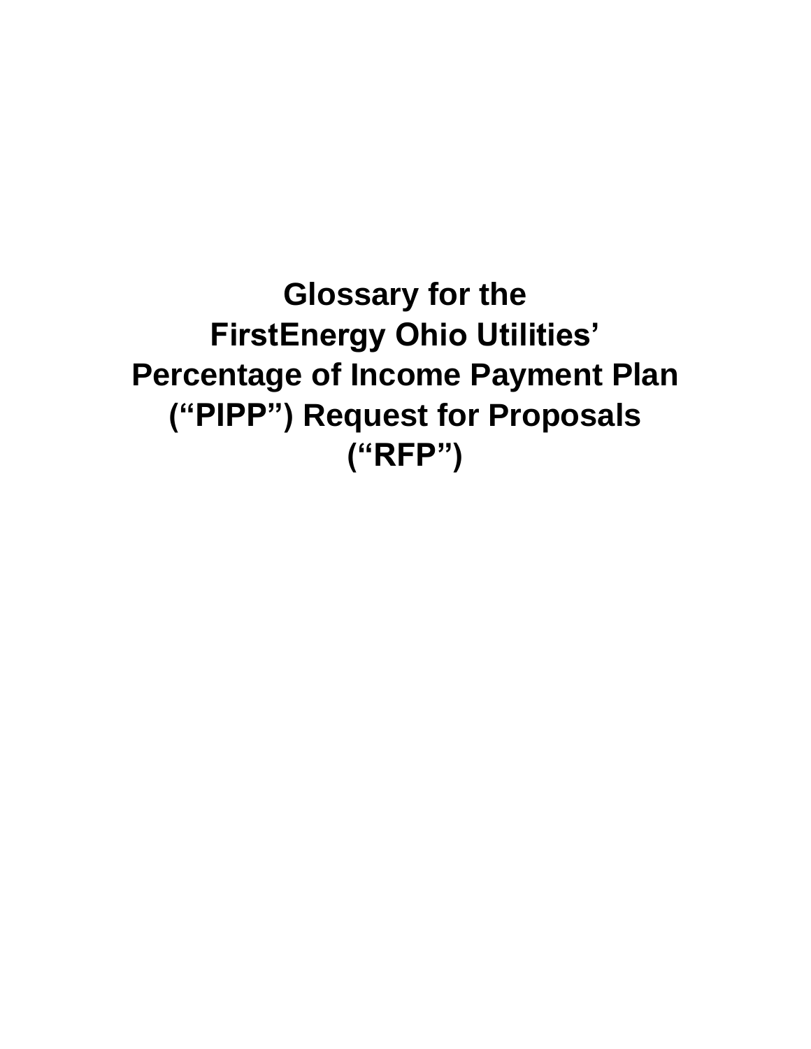# Glossary for the FirstEnergy Ohio Utilities' Percentage of Income Payment Plan ("PIPP") Request for Proposals ("RFP")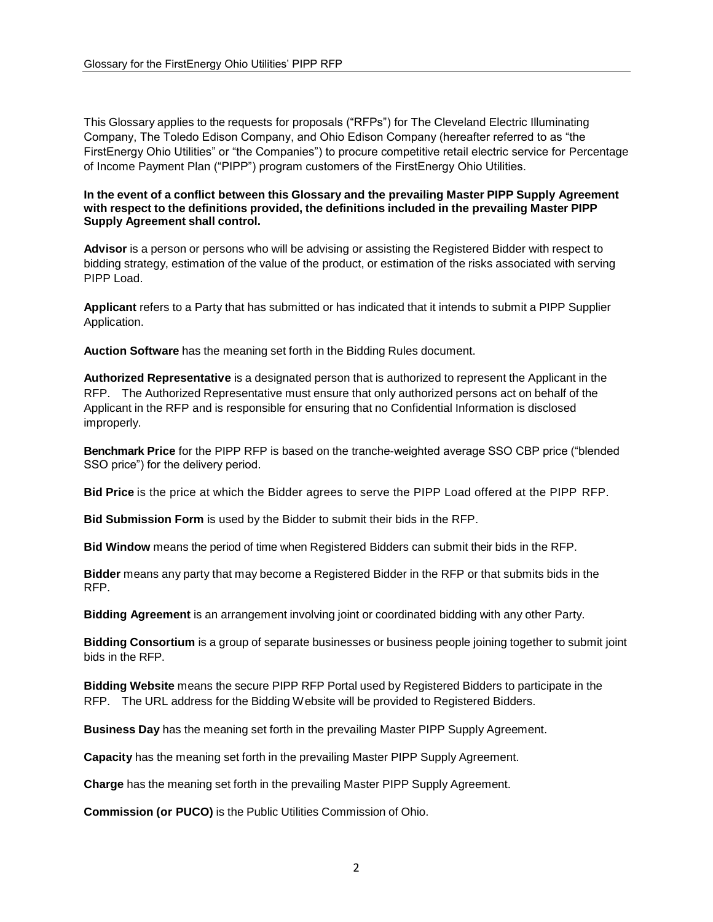This Glossary applies to the requests for proposals ("RFPs") for The Cleveland Electric Illuminating Company, The Toledo Edison Company, and Ohio Edison Company (hereafter referred to as "the FirstEnergy Ohio Utilities" or "the Companies") to procure competitive retail electric service for Percentage of Income Payment Plan ("PIPP") program customers of the FirstEnergy Ohio Utilities.

**In the event of a conflict between this Glossary and the prevailing Master PIPP Supply Agreement with respect to the definitions provided, the definitions included in the prevailing Master PIPP Supply Agreement shall control.**

**Advisor** is a person or persons who will be advising or assisting the Registered Bidder with respect to bidding strategy, estimation of the value of the product, or estimation of the risks associated with serving PIPP Load.

**Applicant** refers to a Party that has submitted or has indicated that it intends to submit a PIPP Supplier Application.

**Auction Software** has the meaning set forth in the Bidding Rules document.

**Authorized Representative** is a designated person that is authorized to represent the Applicant in the RFP. The Authorized Representative must ensure that only authorized persons act on behalf of the Applicant in the RFP and is responsible for ensuring that no Confidential Information is disclosed improperly.

**Benchmark Price** for the PIPP RFP is based on the tranche-weighted average SSO CBP price ("blended SSO price") for the delivery period.

**Bid Price** is the price at which the Bidder agrees to serve the PIPP Load offered at the PIPP RFP.

**Bid Submission Form** is used by the Bidder to submit their bids in the RFP.

**Bid Window** means the period of time when Registered Bidders can submit their bids in the RFP.

**Bidder** means any party that may become a Registered Bidder in the RFP or that submits bids in the RFP.

**Bidding Agreement** is an arrangement involving joint or coordinated bidding with any other Party.

**Bidding Consortium** is a group of separate businesses or business people joining together to submit joint bids in the RFP.

**Bidding Website** means the secure PIPP RFP Portal used by Registered Bidders to participate in the RFP. The URL address for the Bidding Website will be provided to Registered Bidders.

**Business Day** has the meaning set forth in the prevailing Master PIPP Supply Agreement.

**Capacity** has the meaning set forth in the prevailing Master PIPP Supply Agreement.

**Charge** has the meaning set forth in the prevailing Master PIPP Supply Agreement.

**Commission (or PUCO)** is the Public Utilities Commission of Ohio.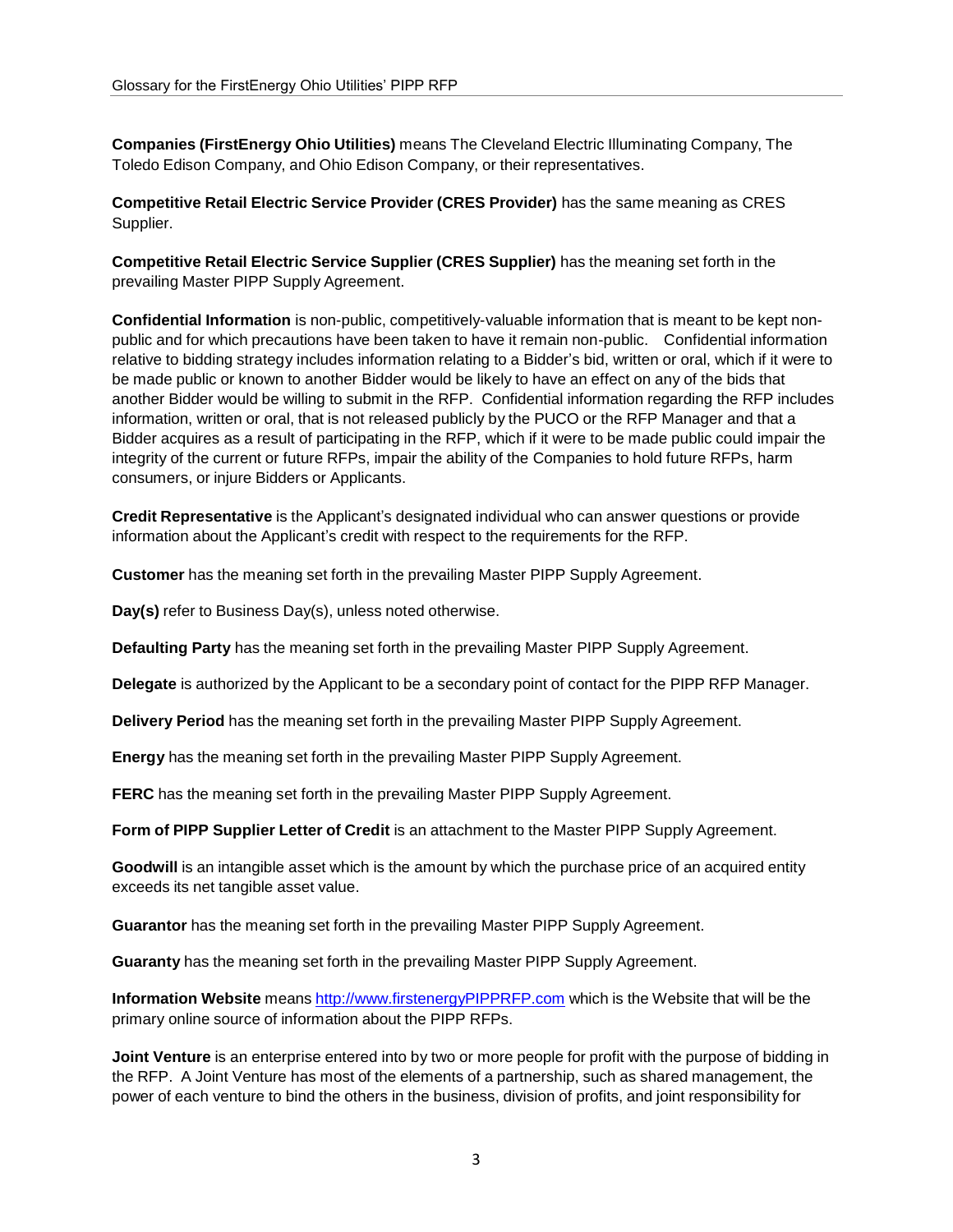**Companies (FirstEnergy Ohio Utilities)** means The Cleveland Electric Illuminating Company, The Toledo Edison Company, and Ohio Edison Company, or their representatives.

**Competitive Retail Electric Service Provider (CRES Provider)** has the same meaning as CRES Supplier.

**Competitive Retail Electric Service Supplier (CRES Supplier)** has the meaning set forth in the prevailing Master PIPP Supply Agreement.

**Confidential Information** is non-public, competitively-valuable information that is meant to be kept non-public and for which precautions have been taken to have it remain non-public. Confidential information relative to bidding strategy includes information relating to a Bidder's bid, written or oral, which if it were to be made public or known to another Bidder would be likely to have an effect on any of the bids that another Bidder would be willing to submit in the RFP. Confidential information regarding the RFP includes information, written or oral, that is not released publicly by the PUCO or the RFP Manager and that a Bidder acquires as a result of participating in the RFP, which if it were to be made public could impair the integrity of the current or future RFPs, impair the ability of the Companies to hold future RFPs, harm consumers, or injure Bidders or Applicants.

**Credit Representative** is the Applicant's designated individual who can answer questions or provide information about the Applicant's credit with respect to the requirements for the RFP.

**Customer** has the meaning set forth in the prevailing Master PIPP Supply Agreement.

**Day(s)** refer to Business Day(s), unless noted otherwise.

**Defaulting Party** has the meaning set forth in the prevailing Master PIPP Supply Agreement.

**Delegate** is authorized by the Applicant to be a secondary point of contact for the PIPP RFP Manager.

**Delivery Period** has the meaning set forth in the prevailing Master PIPP Supply Agreement.

**Energy** has the meaning set forth in the prevailing Master PIPP Supply Agreement.

**FERC** has the meaning set forth in the prevailing Master PIPP Supply Agreement.

**Form of PIPP Supplier Letter of Credit** is an attachment to the Master PIPP Supply Agreement.

**Goodwill** is an intangible asset which is the amount by which the purchase price of an acquired entity exceeds its net tangible asset value.

**Guarantor** has the meaning set forth in the prevailing Master PIPP Supply Agreement.

**Guaranty** has the meaning set forth in the prevailing Master PIPP Supply Agreement.

**Information Website** means [http://www.firstenergyPIPPRFP.com](http://www.firstenergyPIPPRFP.com) which is the Website that will be the primary online source of information about the PIPP RFPs.

**Joint Venture** is an enterprise entered into by two or more people for profit with the purpose of bidding in the RFP. A Joint Venture has most of the elements of a partnership, such as shared management, the power of each venture to bind the others in the business, division of profits, and joint responsibility for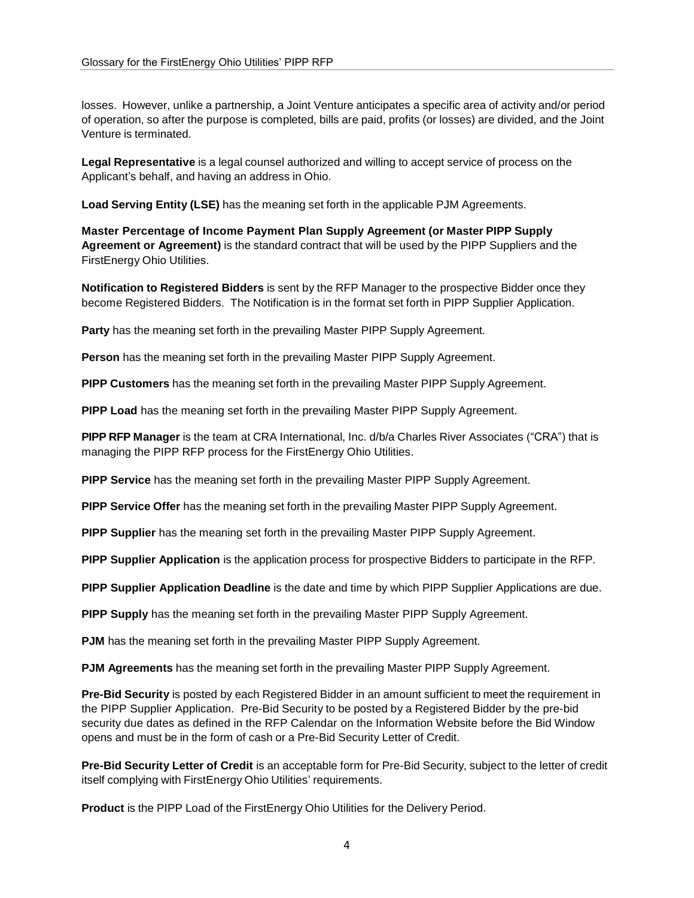losses. However, unlike a partnership, a Joint Venture anticipates a specific area of activity and/or period of operation, so after the purpose is completed, bills are paid, profits (or losses) are divided, and the Joint Venture is terminated.

**Legal Representative** is a legal counsel authorized and willing to accept service of process on the Applicant's behalf, and having an address in Ohio.

**Load Serving Entity (LSE)** has the meaning set forth in the applicable PJM Agreements.

**Master Percentage of Income Payment Plan Supply Agreement (or Master PIPP Supply Agreement or Agreement)** is the standard contract that will be used by the PIPP Suppliers and the FirstEnergy Ohio Utilities.

**Notification to Registered Bidders** is sent by the RFP Manager to the prospective Bidder once they become Registered Bidders. The Notification is in the format set forth in PIPP Supplier Application.

**Party** has the meaning set forth in the prevailing Master PIPP Supply Agreement.

**Person** has the meaning set forth in the prevailing Master PIPP Supply Agreement.

**PIPP Customers** has the meaning set forth in the prevailing Master PIPP Supply Agreement.

**PIPP Load** has the meaning set forth in the prevailing Master PIPP Supply Agreement.

**PIPP RFP Manager** is the team at CRA International, Inc. d/b/a Charles River Associates ("CRA") that is managing the PIPP RFP process for the FirstEnergy Ohio Utilities.

**PIPP Service** has the meaning set forth in the prevailing Master PIPP Supply Agreement.

**PIPP Service Offer** has the meaning set forth in the prevailing Master PIPP Supply Agreement.

**PIPP Supplier** has the meaning set forth in the prevailing Master PIPP Supply Agreement.

**PIPP Supplier Application** is the application process for prospective Bidders to participate in the RFP.

**PIPP Supplier Application Deadline** is the date and time by which PIPP Supplier Applications are due.

**PIPP Supply** has the meaning set forth in the prevailing Master PIPP Supply Agreement.

**PJM** has the meaning set forth in the prevailing Master PIPP Supply Agreement.

**PJM Agreements** has the meaning set forth in the prevailing Master PIPP Supply Agreement.

**Pre-Bid Security** is posted by each Registered Bidder in an amount sufficient to meet the requirement in the PIPP Supplier Application. Pre-Bid Security to be posted by a Registered Bidder by the pre-bid security due dates as defined in the RFP Calendar on the Information Website before the Bid Window opens and must be in the form of cash or a Pre-Bid Security Letter of Credit.

**Pre-Bid Security Letter of Credit** is an acceptable form for Pre-Bid Security, subject to the letter of credit itself complying with FirstEnergy Ohio Utilities' requirements.

**Product** is the PIPP Load of the FirstEnergy Ohio Utilities for the Delivery Period.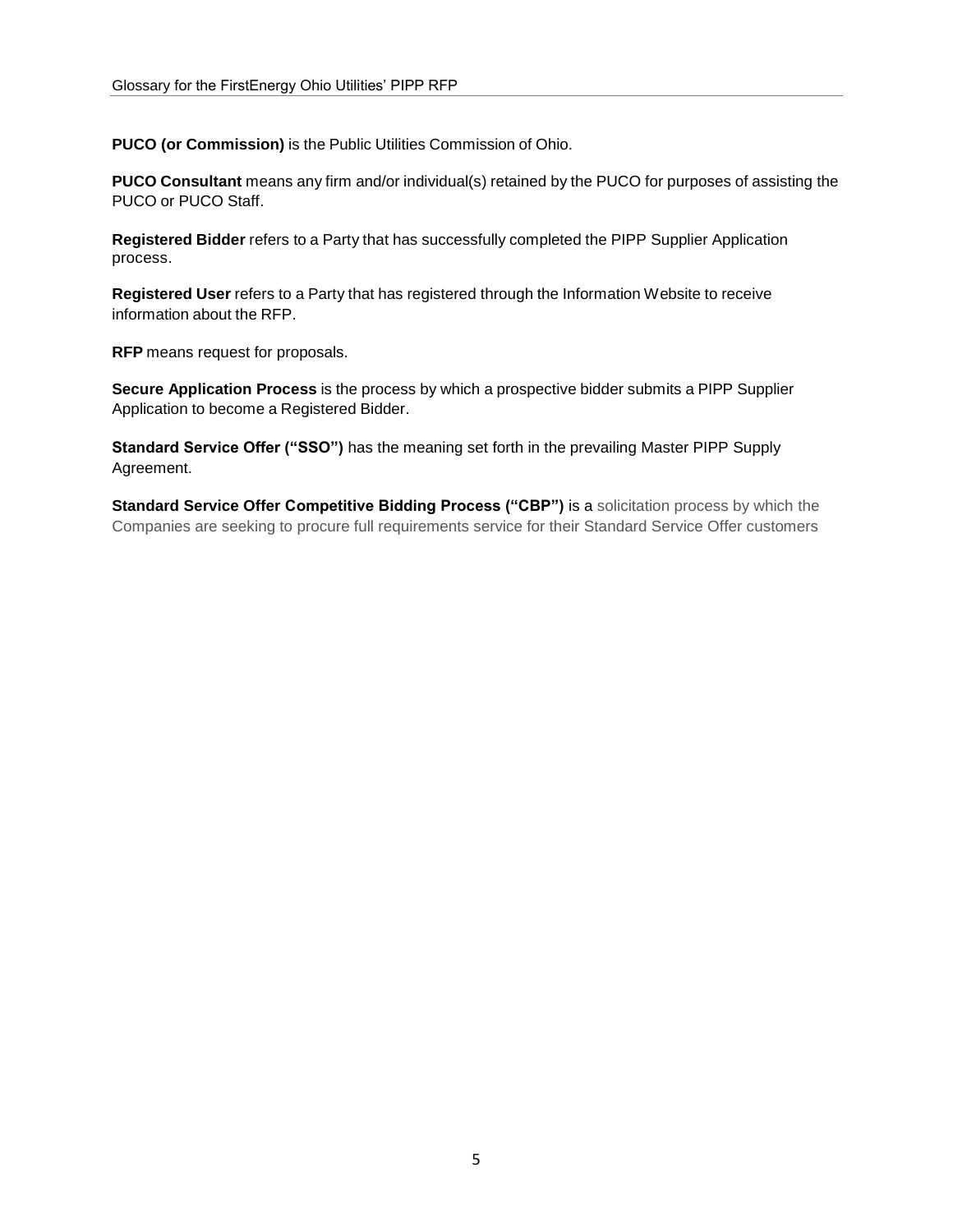**PUCO (or Commission)** is the Public Utilities Commission of Ohio.

**PUCO Consultant** means any firm and/or individual(s) retained by the PUCO for purposes of assisting the PUCO or PUCO Staff.

**Registered Bidder** refers to a Party that has successfully completed the PIPP Supplier Application process.

**Registered User** refers to a Party that has registered through the Information Website to receive information about the RFP.

**RFP** means request for proposals.

**Secure Application Process** is the process by which a prospective bidder submits a PIPP Supplier Application to become a Registered Bidder.

**Standard Service Offer ("SSO")** has the meaning set forth in the prevailing Master PIPP Supply Agreement.

**Standard Service Offer Competitive Bidding Process ("CBP")** is a solicitation process by which the Companies are seeking to procure full requirements service for their Standard Service Offer customers